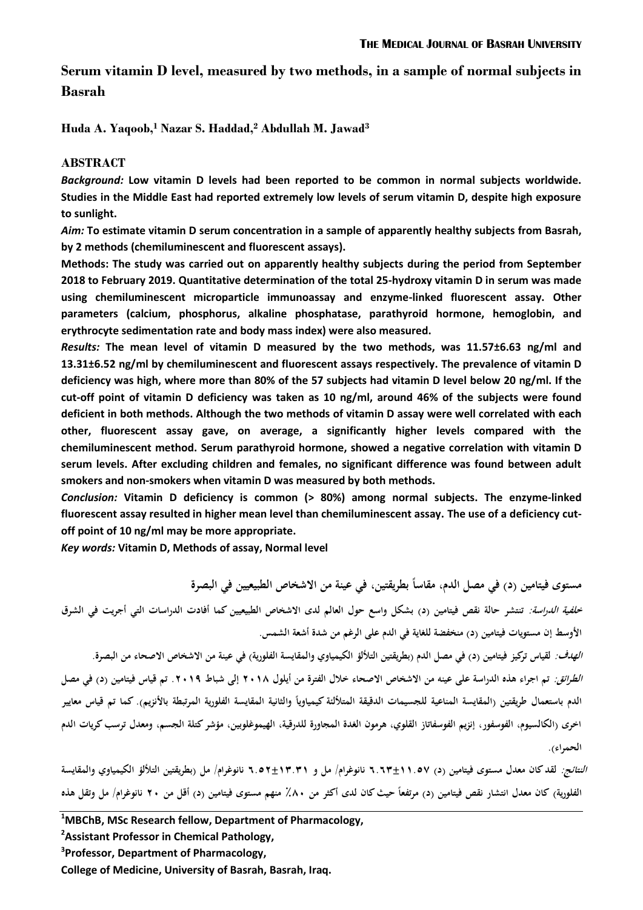# Serum vitamin D level, measured by two methods, in a sample of normal subjects in Basrah

**Huda A. Yaqoob,[1] Nazar S. Haddad,[2] Abdullah M. Jawad[3]**

## ABSTRACT

***Background:*** **Low vitamin D levels had been reported to be common in normal subjects worldwide. Studies in the Middle East had reported extremely low levels of serum vitamin D, despite high exposure to sunlight.**

***Aim:*** **To estimate vitamin D serum concentration in a sample of apparently healthy subjects from Basrah, by 2 methods (chemiluminescent and fluorescent assays).**

**Methods: The study was carried out on apparently healthy subjects during the period from September 2018 to February 2019. Quantitative determination of the total 25-hydroxy vitamin D in serum was made using chemiluminescent microparticle immunoassay and enzyme-linked fluorescent assay. Other parameters (calcium, phosphorus, alkaline phosphatase, parathyroid hormone, hemoglobin, and erythrocyte sedimentation rate and body mass index) were also measured.**

***Results:*** **The mean level of vitamin D measured by the two methods, was 11.57±6.63 ng/ml and 13.31±6.52 ng/ml by chemiluminescent and fluorescent assays respectively. The prevalence of vitamin D deficiency was high, where more than 80% of the 57 subjects had vitamin D level below 20 ng/ml. If the cut-off point of vitamin D deficiency was taken as 10 ng/ml, around 46% of the subjects were found deficient in both methods. Although the two methods of vitamin D assay were well correlated with each other, fluorescent assay gave, on average, a significantly higher levels compared with the chemiluminescent method. Serum parathyroid hormone, showed a negative correlation with vitamin D serum levels. After excluding children and females, no significant difference was found between adult smokers and non-smokers when vitamin D was measured by both methods.**

***Conclusion:*** **Vitamin D deficiency is common (> 80%) among normal subjects. The enzyme-linked fluorescent assay resulted in higher mean level than chemiluminescent assay. The use of a deficiency cut-off point of 10 ng/ml may be more appropriate.**

***Key words:*** **Vitamin D, Methods of assay, Normal level**

**مستوى فيتامين (د) في مصل الدم، مقاساً بطريقتين، في عينة من الاشخاص الطبيعيين في البصرة**

***خلفية الدراسة:*** **تنتشر حالة نقص فيتامين (د) بشكل واسع حول العالم لدى الاشخاص الطبيعيين كما أفادت الدراسات التي أجريت في الشرق الأوسط إن مستويات فيتامين (د) منخفضة للغاية في الدم على الرغم من شدة أشعة الشمس.**

***الهدف:*** **لقياس تركيز فيتامين (د) في مصل الدم (بطريقتين التلألؤ الكيمياوي والمقايسة الفلورية) في عينة من الاشخاص الاصحاء من البصرة.**

***الطرائق:*** **تم اجراء هذه الدراسة على عينه من الاشخاص الاصحاء خلال الفترة من أيلول ٢٠١٨ إلى شباط ٢٠١٩. تم قياس فيتامين (د) في مصل الدم باستعمال طريقتين (المقايسة المناعية للجسيمات الدقيقة المتلألئة كيمياوياً والثانية المقايسة الفلورية المرتبطة بالأنزيم). كما تم قياس معايير اخرى (الكالسيوم، الفوسفور، إنزيم الفوسفاتاز القلوي، هرمون الغدة المجاورة للدرقية، الهيموغلوبين، مؤشر كتلة الجسم، ومعدل ترسب كريات الدم الحمراء).**

***النتائج:*** **لقد كان معدل مستوى فيتامين (د) ١١.٥٧±٦.٦٣ نانوغرام/ مل و ١٣.٣١±٦.٥٢ نانوغرام/ مل (بطريقتين التلألؤ الكيمياوي والمقايسة الفلورية) كان معدل انتشار نقص فيتامين (د) مرتفعاً حيث كان لدى أكثر من ٨٠٪ منهم مستوى فيتامين (د) أقل من ٢٠ نانوغرام/ مل وتقل هذه**

---

[1] **MBChB, MSc Research fellow, Department of Pharmacology,**

[2] **Assistant Professor in Chemical Pathology,**

[3] **Professor, Department of Pharmacology,**

**College of Medicine, University of Basrah, Basrah, Iraq.**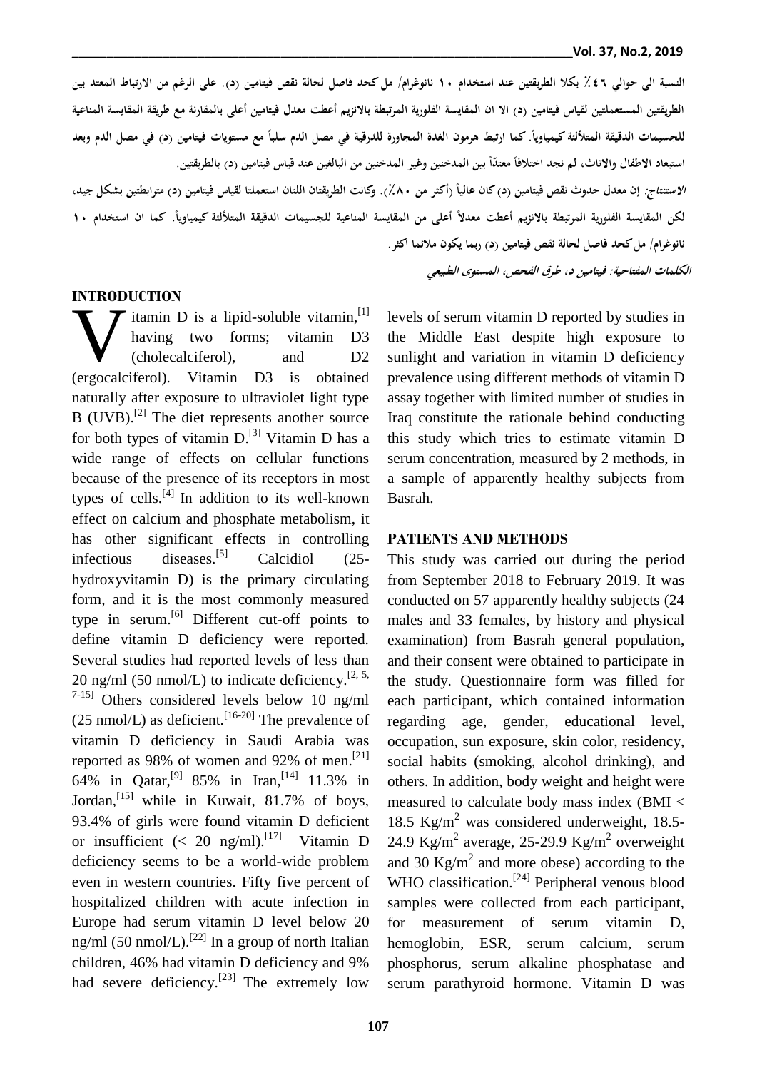النسبة الى حوالي ٤٦٪ بكلا الطريقتين عند استخدام ١٠ نانوغرام/ مل كحد فاصل لحالة نقص فيتامين (د). على الرغم من الارتباط المعتد بين الطريقتين المستعملتين لقياس فيتامين (د) الا ان المقايسة الفلورية المرتبطة بالانزيم أعطت معدل فيتامين أعلى بالمقارنة مع طريقة المقايسة المناعية للجسيمات الدقيقة المتلألئة كيمياوياً. كما ارتبط هرمون الغدة المجاورة للدرقية في مصل الدم سلباً مع مستويات فيتامين (د) في مصل الدم وبعد استبعاد الاطفال والاناث، لم نجد اختلافاً معتداً بين المدخنين وغير المدخنين من البالغين عند قياس فيتامين (د) بالطريقتين.

*الاستنتاج:* إن معدل حدوث نقص فيتامين (د) كان عالياً (أكثر من ٨٠٪). وكانت الطريقتان اللتان استعملتا لقياس فيتامين (د) مترابطتين بشكل جيد، لكن المقايسة الفلورية المرتبطة بالانزيم أعطت معدلاً أعلى من المقايسة المناعية للجسيمات الدقيقة المتلألئة كيمياوياً. كما ان استخدام ١٠ نانوغرام/ مل كحد فاصل لحالة نقص فيتامين (د) ربما يكون ملائما أكثر.

***الكلمات المفتاحية:*** *فيتامين د، طرق الفحص، المستوى الطبيعي*

## INTRODUCTION

Vitamin D is a lipid-soluble vitamin,[1] having two forms; vitamin D3 (cholecalciferol), and D2 (ergocalciferol). Vitamin D3 is obtained naturally after exposure to ultraviolet light type B (UVB).[2] The diet represents another source for both types of vitamin D.[3] Vitamin D has a wide range of effects on cellular functions because of the presence of its receptors in most types of cells.[4] In addition to its well-known effect on calcium and phosphate metabolism, it has other significant effects in controlling infectious diseases.[5] Calcidiol (25-hydroxyvitamin D) is the primary circulating form, and it is the most commonly measured type in serum.[6] Different cut-off points to define vitamin D deficiency were reported. Several studies had reported levels of less than 20 ng/ml (50 nmol/L) to indicate deficiency.[2, 5, 7-15] Others considered levels below 10 ng/ml (25 nmol/L) as deficient.[16-20] The prevalence of vitamin D deficiency in Saudi Arabia was reported as 98% of women and 92% of men.[21] 64% in Qatar,[9] 85% in Iran,[14] 11.3% in Jordan,[15] while in Kuwait, 81.7% of boys, 93.4% of girls were found vitamin D deficient or insufficient (< 20 ng/ml).[17] Vitamin D deficiency seems to be a world-wide problem even in western countries. Fifty five percent of hospitalized children with acute infection in Europe had serum vitamin D level below 20 ng/ml (50 nmol/L).[22] In a group of north Italian children, 46% had vitamin D deficiency and 9% had severe deficiency.[23] The extremely low levels of serum vitamin D reported by studies in the Middle East despite high exposure to sunlight and variation in vitamin D deficiency prevalence using different methods of vitamin D assay together with limited number of studies in Iraq constitute the rationale behind conducting this study which tries to estimate vitamin D serum concentration, measured by 2 methods, in a sample of apparently healthy subjects from Basrah.

## PATIENTS AND METHODS

This study was carried out during the period from September 2018 to February 2019. It was conducted on 57 apparently healthy subjects (24 males and 33 females, by history and physical examination) from Basrah general population, and their consent were obtained to participate in the study. Questionnaire form was filled for each participant, which contained information regarding age, gender, educational level, occupation, sun exposure, skin color, residency, social habits (smoking, alcohol drinking), and others. In addition, body weight and height were measured to calculate body mass index (BMI < 18.5 $Kg/m^2$ was considered underweight, 18.5-24.9 $Kg/m^2$ average, 25-29.9 $Kg/m^2$ overweight and 30 $Kg/m^2$ and more obese) according to the WHO classification.[24] Peripheral venous blood samples were collected from each participant, for measurement of serum vitamin D, hemoglobin, ESR, serum calcium, serum phosphorus, serum alkaline phosphatase and serum parathyroid hormone. Vitamin D was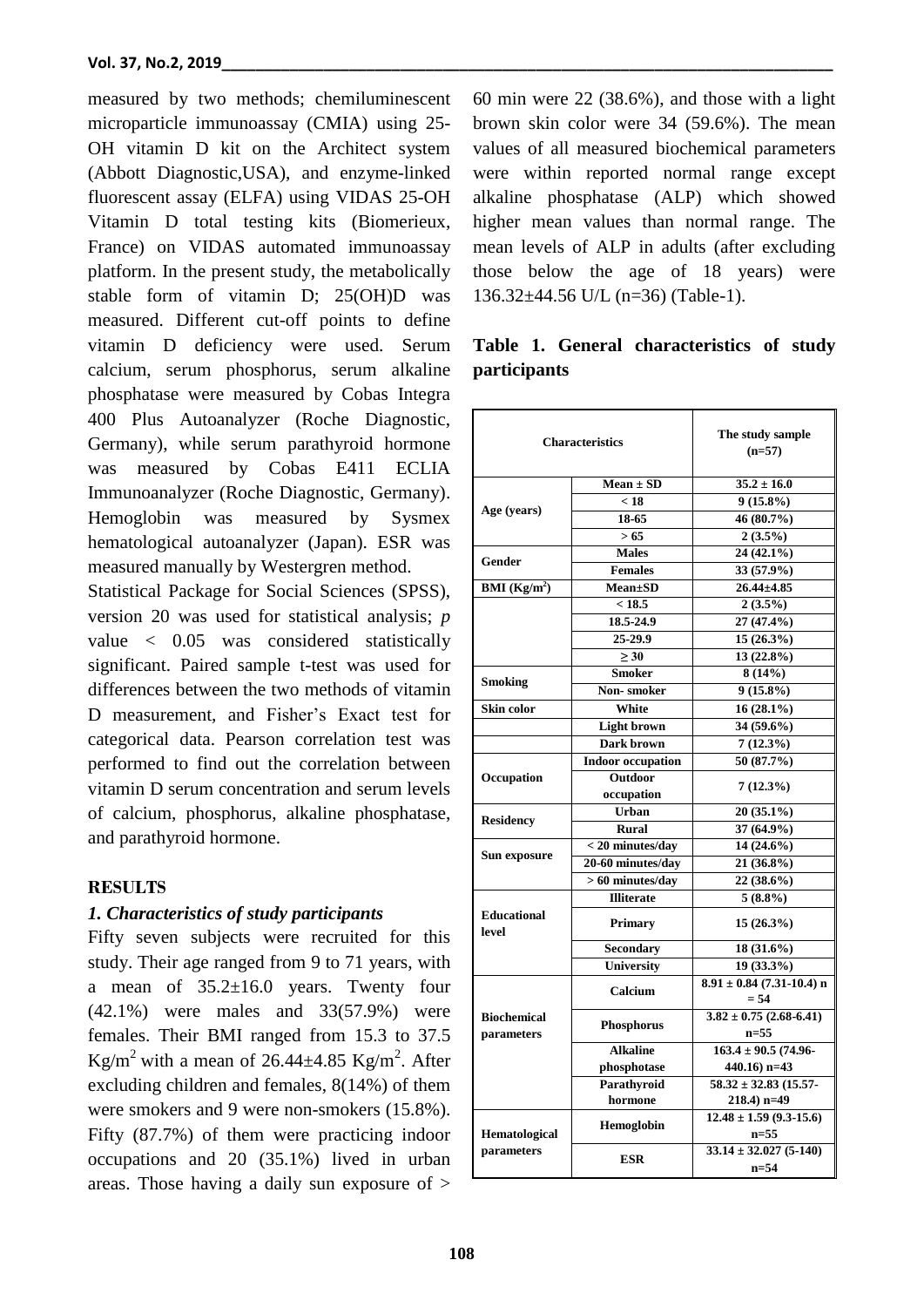measured by two methods; chemiluminescent microparticle immunoassay (CMIA) using 25-OH vitamin D kit on the Architect system (Abbott Diagnostic,USA), and enzyme-linked fluorescent assay (ELFA) using VIDAS 25-OH Vitamin D total testing kits (Biomerieux, France) on VIDAS automated immunoassay platform. In the present study, the metabolically stable form of vitamin D; 25(OH)D was measured. Different cut-off points to define vitamin D deficiency were used. Serum calcium, serum phosphorus, serum alkaline phosphatase were measured by Cobas Integra 400 Plus Autoanalyzer (Roche Diagnostic, Germany), while serum parathyroid hormone was measured by Cobas E411 ECLIA Immunoanalyzer (Roche Diagnostic, Germany). Hemoglobin was measured by Sysmex hematological autoanalyzer (Japan). ESR was measured manually by Westergren method.

Statistical Package for Social Sciences (SPSS), version 20 was used for statistical analysis; *p* value < 0.05 was considered statistically significant. Paired sample t-test was used for differences between the two methods of vitamin D measurement, and Fisher's Exact test for categorical data. Pearson correlation test was performed to find out the correlation between vitamin D serum concentration and serum levels of calcium, phosphorus, alkaline phosphatase, and parathyroid hormone.

## RESULTS

### *1. Characteristics of study participants*

Fifty seven subjects were recruited for this study. Their age ranged from 9 to 71 years, with a mean of 35.2±16.0 years. Twenty four (42.1%) were males and 33(57.9%) were females. Their BMI ranged from 15.3 to 37.5 Kg/m$^2$ with a mean of 26.44±4.85 Kg/m$^2$. After excluding children and females, 8(14%) of them were smokers and 9 were non-smokers (15.8%). Fifty (87.7%) of them were practicing indoor occupations and 20 (35.1%) lived in urban areas. Those having a daily sun exposure of > 60 min were 22 (38.6%), and those with a light brown skin color were 34 (59.6%). The mean values of all measured biochemical parameters were within reported normal range except alkaline phosphatase (ALP) which showed higher mean values than normal range. The mean levels of ALP in adults (after excluding those below the age of 18 years) were 136.32±44.56 U/L (n=36) (Table-1).

**Table 1. General characteristics of study participants**

| Characteristics | | The study sample (n=57) |
|---|---|---|
| Age (years) | Mean ± SD | 35.2 ± 16.0 |
| | < 18 | 9 (15.8%) |
| | 18-65 | 46 (80.7%) |
| | > 65 | 2 (3.5%) |
| Gender | Males | 24 (42.1%) |
| | Females | 33 (57.9%) |
| BMI (Kg/m$^2$) | Mean±SD | 26.44±4.85 |
| | < 18.5 | 2 (3.5%) |
| | 18.5-24.9 | 27 (47.4%) |
| | 25-29.9 | 15 (26.3%) |
| | ≥ 30 | 13 (22.8%) |
| Smoking | Smoker | 8 (14%) |
| | Non- smoker | 9 (15.8%) |
| Skin color | White | 16 (28.1%) |
| | Light brown | 34 (59.6%) |
| | Dark brown | 7 (12.3%) |
| Occupation | Indoor occupation | 50 (87.7%) |
| | Outdoor occupation | 7 (12.3%) |
| Residency | Urban | 20 (35.1%) |
| | Rural | 37 (64.9%) |
| Sun exposure | < 20 minutes/day | 14 (24.6%) |
| | 20-60 minutes/day | 21 (36.8%) |
| | > 60 minutes/day | 22 (38.6%) |
| Educational level | Illiterate | 5 (8.8%) |
| | Primary | 15 (26.3%) |
| | Secondary | 18 (31.6%) |
| | University | 19 (33.3%) |
| Biochemical parameters | Calcium | 8.91 ± 0.84 (7.31-10.4) n = 54 |
| | Phosphorus | 3.82 ± 0.75 (2.68-6.41) n=55 |
| | Alkaline phosphotase | 163.4 ± 90.5 (74.96-440.16) n=43 |
| | Parathyroid hormone | 58.32 ± 32.83 (15.57-218.4) n=49 |
| Hematological parameters | Hemoglobin | 12.48 ± 1.59 (9.3-15.6) n=55 |
| | ESR | 33.14 ± 32.027 (5-140) n=54 |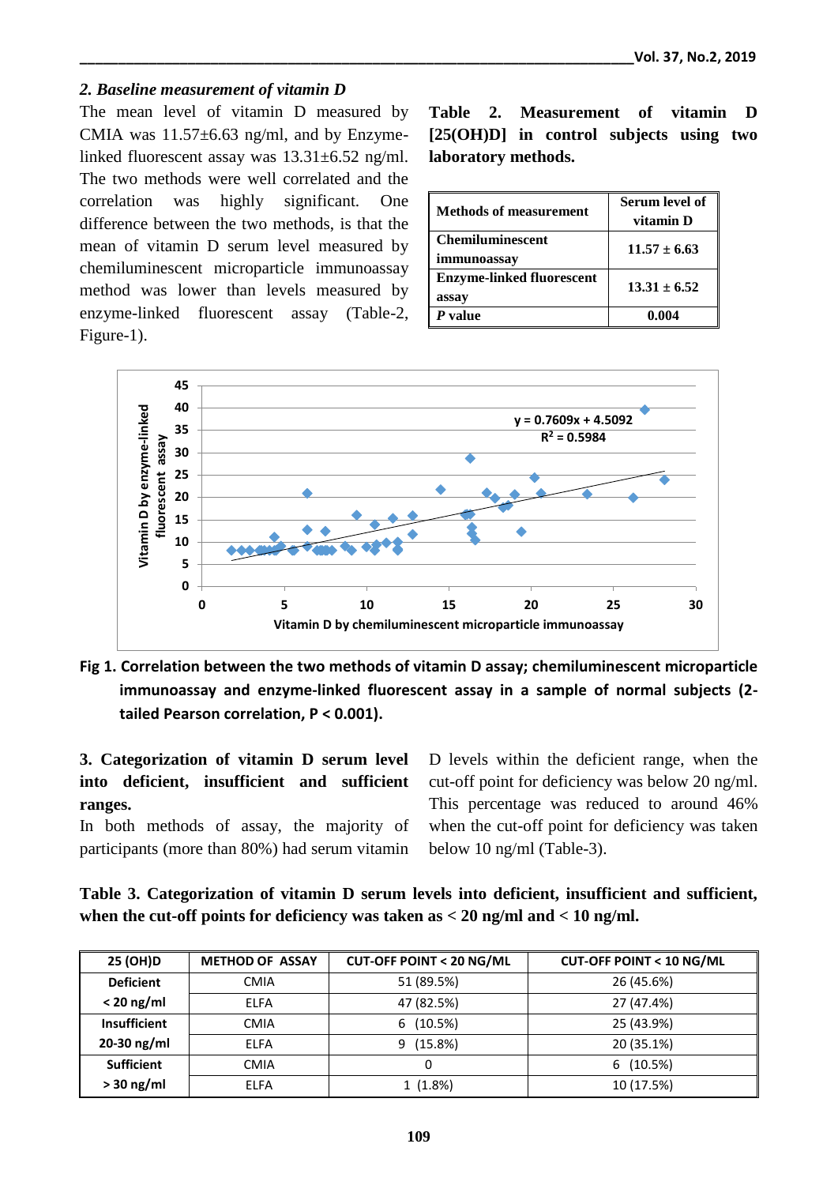### *2. Baseline measurement of vitamin D*

The mean level of vitamin D measured by CMIA was 11.57±6.63 ng/ml, and by Enzyme-linked fluorescent assay was 13.31±6.52 ng/ml. The two methods were well correlated and the correlation was highly significant. One difference between the two methods, is that the mean of vitamin D serum level measured by chemiluminescent microparticle immunoassay method was lower than levels measured by enzyme-linked fluorescent assay (Table-2, Figure-1).

**Table 2. Measurement of vitamin D [25(OH)D] in control subjects using two laboratory methods.**

| Methods of measurement | Serum level of vitamin D |
|---|---|
| Chemiluminescent immunoassay | 11.57 ± 6.63 |
| Enzyme-linked fluorescent assay | 13.31 ± 6.52 |
| *P* value | 0.004 |

**Fig 1. Correlation between the two methods of vitamin D assay; chemiluminescent microparticle immunoassay and enzyme-linked fluorescent assay in a sample of normal subjects (2-tailed Pearson correlation, P < 0.001).**

**3. Categorization of vitamin D serum level into deficient, insufficient and sufficient ranges.**

In both methods of assay, the majority of participants (more than 80%) had serum vitamin D levels within the deficient range, when the cut-off point for deficiency was below 20 ng/ml. This percentage was reduced to around 46% when the cut-off point for deficiency was taken below 10 ng/ml (Table-3).

**Table 3. Categorization of vitamin D serum levels into deficient, insufficient and sufficient, when the cut-off points for deficiency was taken as < 20 ng/ml and < 10 ng/ml.**

| 25 (OH)D | METHOD OF ASSAY | CUT-OFF POINT < 20 NG/ML | CUT-OFF POINT < 10 NG/ML |
|---|---|---|---|
| **Deficient < 20 ng/ml** | CMIA | 51 (89.5%) | 26 (45.6%) |
| | ELFA | 47 (82.5%) | 27 (47.4%) |
| **Insufficient 20-30 ng/ml** | CMIA | 6 (10.5%) | 25 (43.9%) |
| | ELFA | 9 (15.8%) | 20 (35.1%) |
| **Sufficient > 30 ng/ml** | CMIA | 0 | 6 (10.5%) |
| | ELFA | 1 (1.8%) | 10 (17.5%) |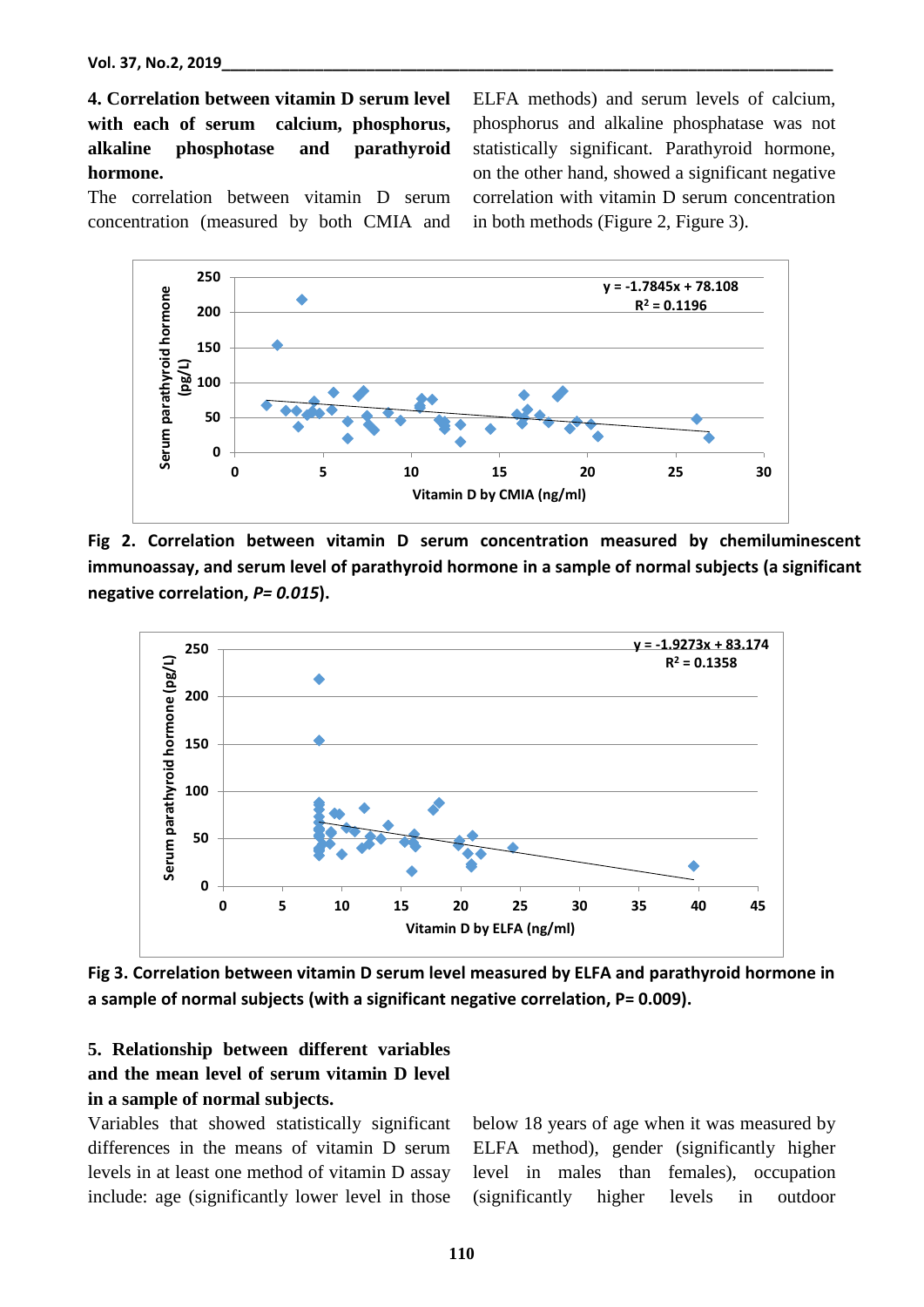**4. Correlation between vitamin D serum level with each of serum calcium, phosphorus, alkaline phosphotase and parathyroid hormone.**

The correlation between vitamin D serum concentration (measured by both CMIA and ELFA methods) and serum levels of calcium, phosphorus and alkaline phosphatase was not statistically significant. Parathyroid hormone, on the other hand, showed a significant negative correlation with vitamin D serum concentration in both methods (Figure 2, Figure 3).

**Fig 2. Correlation between vitamin D serum concentration measured by chemiluminescent immunoassay, and serum level of parathyroid hormone in a sample of normal subjects (a significant negative correlation, *P= 0.015*).**

**Fig 3. Correlation between vitamin D serum level measured by ELFA and parathyroid hormone in a sample of normal subjects (with a significant negative correlation, P= 0.009).**

**5. Relationship between different variables and the mean level of serum vitamin D level in a sample of normal subjects.**

Variables that showed statistically significant differences in the means of vitamin D serum levels in at least one method of vitamin D assay include: age (significantly lower level in those below 18 years of age when it was measured by ELFA method), gender (significantly higher level in males than females), occupation (significantly higher levels in outdoor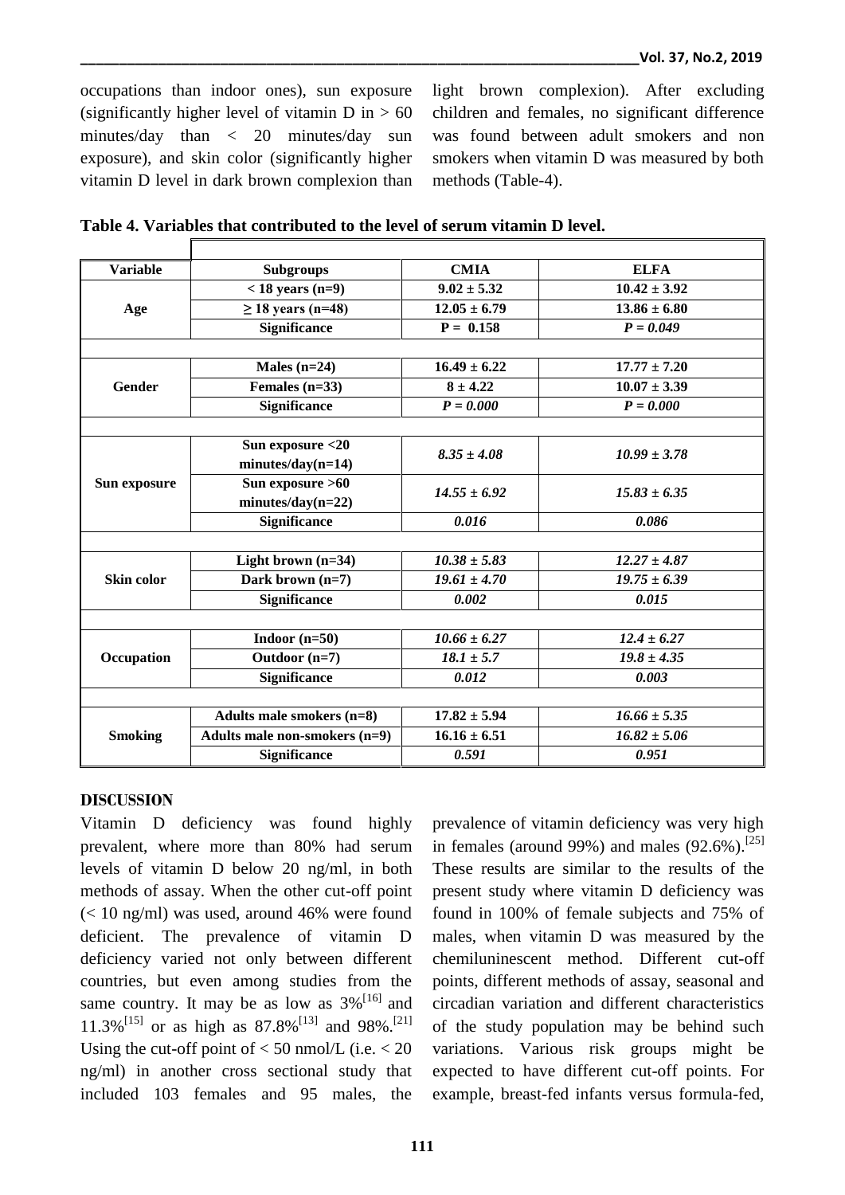occupations than indoor ones), sun exposure (significantly higher level of vitamin D in > 60 minutes/day than < 20 minutes/day sun exposure), and skin color (significantly higher vitamin D level in dark brown complexion than light brown complexion). After excluding children and females, no significant difference was found between adult smokers and non smokers when vitamin D was measured by both methods (Table-4).

**Table 4. Variables that contributed to the level of serum vitamin D level.**

| Variable | Subgroups | CMIA | ELFA |
|---|---|---|---|
| Age | < 18 years (n=9) | 9.02 ± 5.32 | 10.42 ± 3.92 |
| | ≥ 18 years (n=48) | 12.05 ± 6.79 | 13.86 ± 6.80 |
| | Significance | P = 0.158 | *P = 0.049* |
| Gender | Males (n=24) | 16.49 ± 6.22 | 17.77 ± 7.20 |
| | Females (n=33) | 8 ± 4.22 | 10.07 ± 3.39 |
| | Significance | *P = 0.000* | *P = 0.000* |
| Sun exposure | Sun exposure <20 minutes/day(n=14) | *8.35 ± 4.08* | *10.99 ± 3.78* |
| | Sun exposure >60 minutes/day(n=22) | *14.55 ± 6.92* | *15.83 ± 6.35* |
| | Significance | *0.016* | *0.086* |
| Skin color | Light brown (n=34) | *10.38 ± 5.83* | *12.27 ± 4.87* |
| | Dark brown (n=7) | *19.61 ± 4.70* | *19.75 ± 6.39* |
| | Significance | *0.002* | *0.015* |
| Occupation | Indoor (n=50) | *10.66 ± 6.27* | *12.4 ± 6.27* |
| | Outdoor (n=7) | *18.1 ± 5.7* | *19.8 ± 4.35* |
| | Significance | *0.012* | *0.003* |
| Smoking | Adults male smokers (n=8) | 17.82 ± 5.94 | *16.66 ± 5.35* |
| | Adults male non-smokers (n=9) | 16.16 ± 6.51 | *16.82 ± 5.06* |
| | Significance | *0.591* | *0.951* |

## DISCUSSION

Vitamin D deficiency was found highly prevalent, where more than 80% had serum levels of vitamin D below 20 ng/ml, in both methods of assay. When the other cut-off point (< 10 ng/ml) was used, around 46% were found deficient. The prevalence of vitamin D deficiency varied not only between different countries, but even among studies from the same country. It may be as low as 3%[16] and 11.3%[15] or as high as 87.8%[13] and 98%.[21] Using the cut-off point of < 50 nmol/L (i.e. < 20 ng/ml) in another cross sectional study that included 103 females and 95 males, the prevalence of vitamin deficiency was very high in females (around 99%) and males (92.6%).[25] These results are similar to the results of the present study where vitamin D deficiency was found in 100% of female subjects and 75% of males, when vitamin D was measured by the chemiluninescent method. Different cut-off points, different methods of assay, seasonal and circadian variation and different characteristics of the study population may be behind such variations. Various risk groups might be expected to have different cut-off points. For example, breast-fed infants versus formula-fed,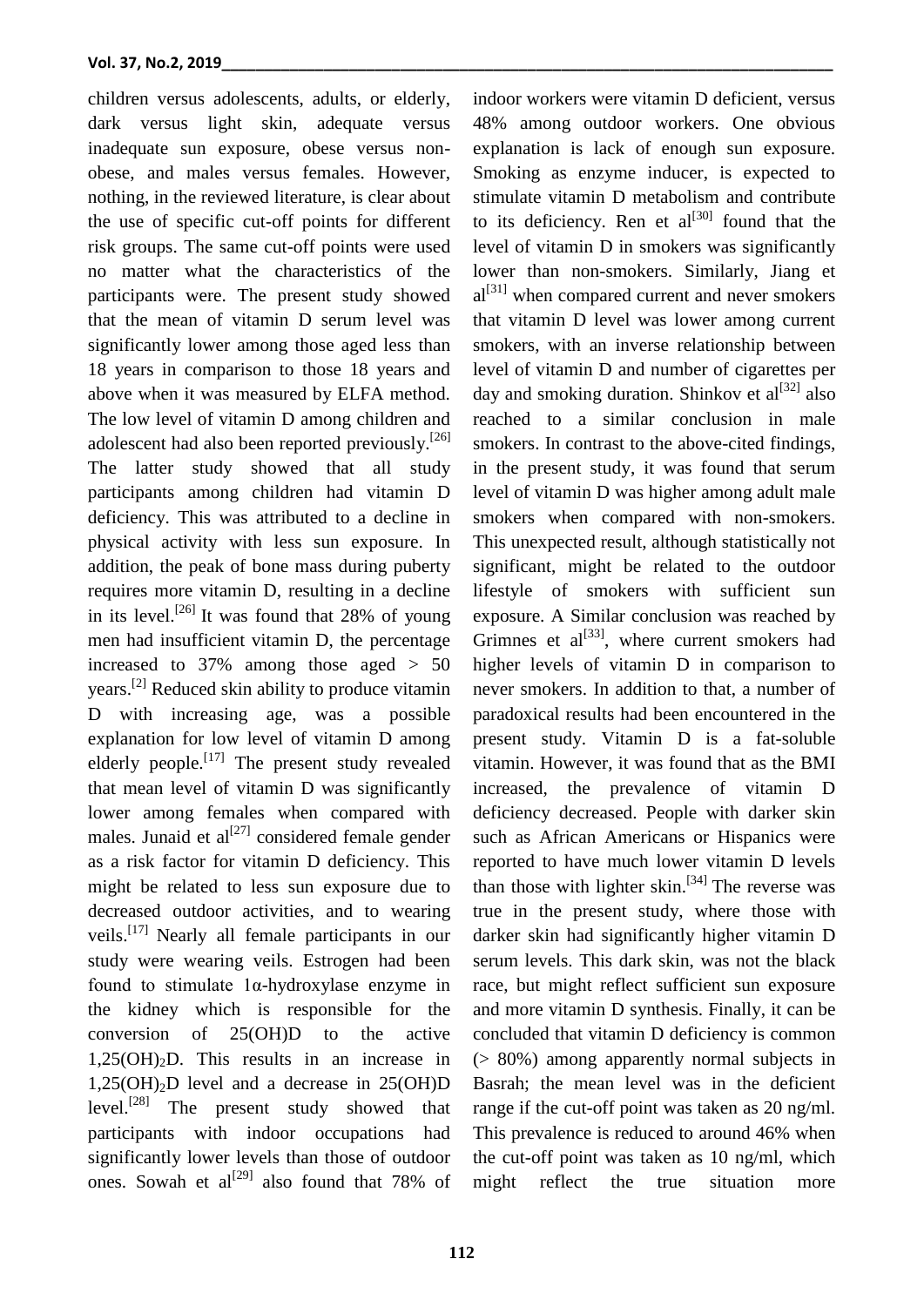children versus adolescents, adults, or elderly, dark versus light skin, adequate versus inadequate sun exposure, obese versus non-obese, and males versus females. However, nothing, in the reviewed literature, is clear about the use of specific cut-off points for different risk groups. The same cut-off points were used no matter what the characteristics of the participants were. The present study showed that the mean of vitamin D serum level was significantly lower among those aged less than 18 years in comparison to those 18 years and above when it was measured by ELFA method. The low level of vitamin D among children and adolescent had also been reported previously.[26] The latter study showed that all study participants among children had vitamin D deficiency. This was attributed to a decline in physical activity with less sun exposure. In addition, the peak of bone mass during puberty requires more vitamin D, resulting in a decline in its level.[26] It was found that 28% of young men had insufficient vitamin D, the percentage increased to 37% among those aged > 50 years.[2] Reduced skin ability to produce vitamin D with increasing age, was a possible explanation for low level of vitamin D among elderly people.[17] The present study revealed that mean level of vitamin D was significantly lower among females when compared with males. Junaid et al[27] considered female gender as a risk factor for vitamin D deficiency. This might be related to less sun exposure due to decreased outdoor activities, and to wearing veils.[17] Nearly all female participants in our study were wearing veils. Estrogen had been found to stimulate 1α-hydroxylase enzyme in the kidney which is responsible for the conversion of 25(OH)D to the active $1,25(OH)_2D$. This results in an increase in $1,25(OH)_2D$ level and a decrease in 25(OH)D level.[28] The present study showed that participants with indoor occupations had significantly lower levels than those of outdoor ones. Sowah et al[29] also found that 78% of indoor workers were vitamin D deficient, versus 48% among outdoor workers. One obvious explanation is lack of enough sun exposure. Smoking as enzyme inducer, is expected to stimulate vitamin D metabolism and contribute to its deficiency. Ren et al[30] found that the level of vitamin D in smokers was significantly lower than non-smokers. Similarly, Jiang et al[31] when compared current and never smokers that vitamin D level was lower among current smokers, with an inverse relationship between level of vitamin D and number of cigarettes per day and smoking duration. Shinkov et al[32] also reached to a similar conclusion in male smokers. In contrast to the above-cited findings, in the present study, it was found that serum level of vitamin D was higher among adult male smokers when compared with non-smokers. This unexpected result, although statistically not significant, might be related to the outdoor lifestyle of smokers with sufficient sun exposure. A Similar conclusion was reached by Grimnes et al[33], where current smokers had higher levels of vitamin D in comparison to never smokers. In addition to that, a number of paradoxical results had been encountered in the present study. Vitamin D is a fat-soluble vitamin. However, it was found that as the BMI increased, the prevalence of vitamin D deficiency decreased. People with darker skin such as African Americans or Hispanics were reported to have much lower vitamin D levels than those with lighter skin.[34] The reverse was true in the present study, where those with darker skin had significantly higher vitamin D serum levels. This dark skin, was not the black race, but might reflect sufficient sun exposure and more vitamin D synthesis. Finally, it can be concluded that vitamin D deficiency is common (> 80%) among apparently normal subjects in Basrah; the mean level was in the deficient range if the cut-off point was taken as 20 ng/ml. This prevalence is reduced to around 46% when the cut-off point was taken as 10 ng/ml, which might reflect the true situation more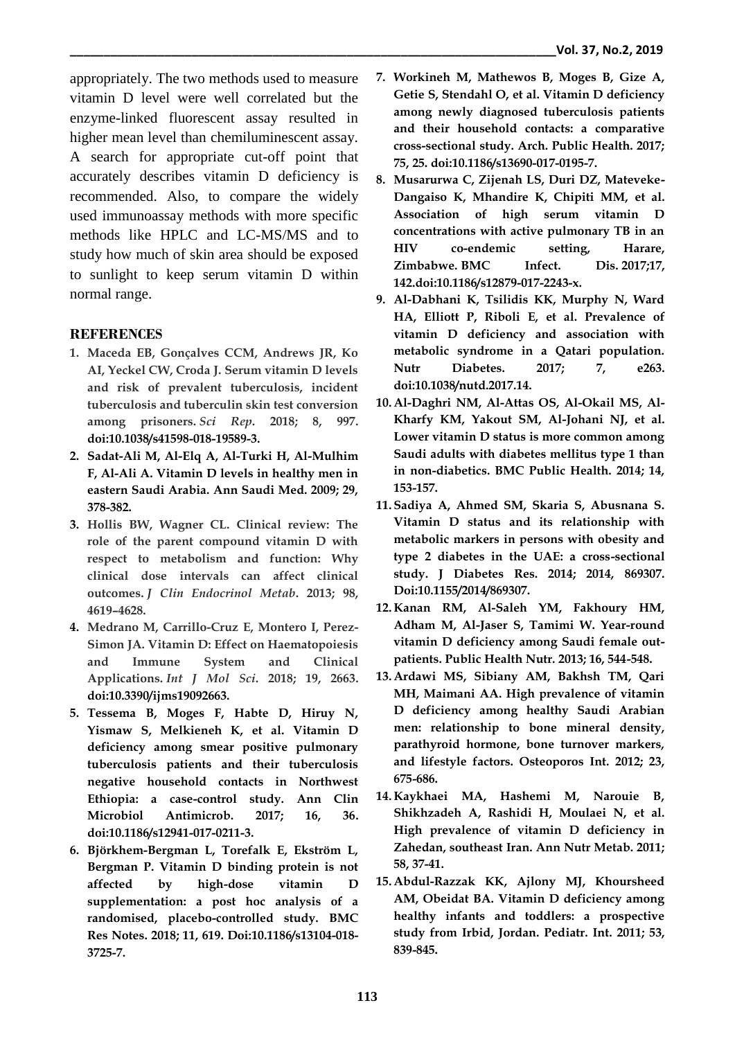appropriately. The two methods used to measure vitamin D level were well correlated but the enzyme-linked fluorescent assay resulted in higher mean level than chemiluminescent assay. A search for appropriate cut-off point that accurately describes vitamin D deficiency is recommended. Also, to compare the widely used immunoassay methods with more specific methods like HPLC and LC-MS/MS and to study how much of skin area should be exposed to sunlight to keep serum vitamin D within normal range.

## REFERENCES

1. **Maceda EB, Gonçalves CCM, Andrews JR, Ko AI, Yeckel CW, Croda J. Serum vitamin D levels and risk of prevalent tuberculosis, incident tuberculosis and tuberculin skin test conversion among prisoners. *Sci Rep*. 2018; 8, 997. doi:10.1038/s41598-018-19589-3.**
2. **Sadat-Ali M, Al-Elq A, Al-Turki H, Al-Mulhim F, Al-Ali A. Vitamin D levels in healthy men in eastern Saudi Arabia. Ann Saudi Med. 2009; 29, 378-382.**
3. **Hollis BW, Wagner CL. Clinical review: The role of the parent compound vitamin D with respect to metabolism and function: Why clinical dose intervals can affect clinical outcomes. *J Clin Endocrinol Metab*. 2013; 98, 4619–4628.**
4. **Medrano M, Carrillo-Cruz E, Montero I, Perez-Simon JA. Vitamin D: Effect on Haematopoiesis and Immune System and Clinical Applications. *Int J Mol Sci*. 2018; 19, 2663. doi:10.3390/ijms19092663.**
5. **Tessema B, Moges F, Habte D, Hiruy N, Yismaw S, Melkieneh K, et al. Vitamin D deficiency among smear positive pulmonary tuberculosis patients and their tuberculosis negative household contacts in Northwest Ethiopia: a case-control study. Ann Clin Microbiol Antimicrob. 2017; 16, 36. doi:10.1186/s12941-017-0211-3.**
6. **Björkhem-Bergman L, Torefalk E, Ekström L, Bergman P. Vitamin D binding protein is not affected by high-dose vitamin D supplementation: a post hoc analysis of a randomised, placebo-controlled study. BMC Res Notes. 2018; 11, 619. Doi:10.1186/s13104-018-3725-7.**
7. **Workineh M, Mathewos B, Moges B, Gize A, Getie S, Stendahl O, et al. Vitamin D deficiency among newly diagnosed tuberculosis patients and their household contacts: a comparative cross-sectional study. Arch. Public Health. 2017; 75, 25. doi:10.1186/s13690-017-0195-7.**
8. **Musarurwa C, Zijenah LS, Duri DZ, Mateveke-Dangaiso K, Mhandire K, Chipiti MM, et al. Association of high serum vitamin D concentrations with active pulmonary TB in an HIV co-endemic setting, Harare, Zimbabwe. BMC Infect. Dis. 2017;17, 142.doi:10.1186/s12879-017-2243-x.**
9. **Al-Dabhani K, Tsilidis KK, Murphy N, Ward HA, Elliott P, Riboli E, et al. Prevalence of vitamin D deficiency and association with metabolic syndrome in a Qatari population. Nutr Diabetes. 2017; 7, e263. doi:10.1038/nutd.2017.14.**
10. **Al-Daghri NM, Al-Attas OS, Al-Okail MS, Al-Kharfy KM, Yakout SM, Al-Johani NJ, et al. Lower vitamin D status is more common among Saudi adults with diabetes mellitus type 1 than in non-diabetics. BMC Public Health. 2014; 14, 153-157.**
11. **Sadiya A, Ahmed SM, Skaria S, Abusnana S. Vitamin D status and its relationship with metabolic markers in persons with obesity and type 2 diabetes in the UAE: a cross-sectional study. J Diabetes Res. 2014; 2014, 869307. Doi:10.1155/2014/869307.**
12. **Kanan RM, Al-Saleh YM, Fakhoury HM, Adham M, Al-Jaser S, Tamimi W. Year-round vitamin D deficiency among Saudi female out-patients. Public Health Nutr. 2013; 16, 544-548.**
13. **Ardawi MS, Sibiany AM, Bakhsh TM, Qari MH, Maimani AA. High prevalence of vitamin D deficiency among healthy Saudi Arabian men: relationship to bone mineral density, parathyroid hormone, bone turnover markers, and lifestyle factors. Osteoporos Int. 2012; 23, 675-686.**
14. **Kaykhaei MA, Hashemi M, Narouie B, Shikhzadeh A, Rashidi H, Moulaei N, et al. High prevalence of vitamin D deficiency in Zahedan, southeast Iran. Ann Nutr Metab. 2011; 58, 37-41.**
15. **Abdul-Razzak KK, Ajlony MJ, Khoursheed AM, Obeidat BA. Vitamin D deficiency among healthy infants and toddlers: a prospective study from Irbid, Jordan. Pediatr. Int. 2011; 53, 839-845.**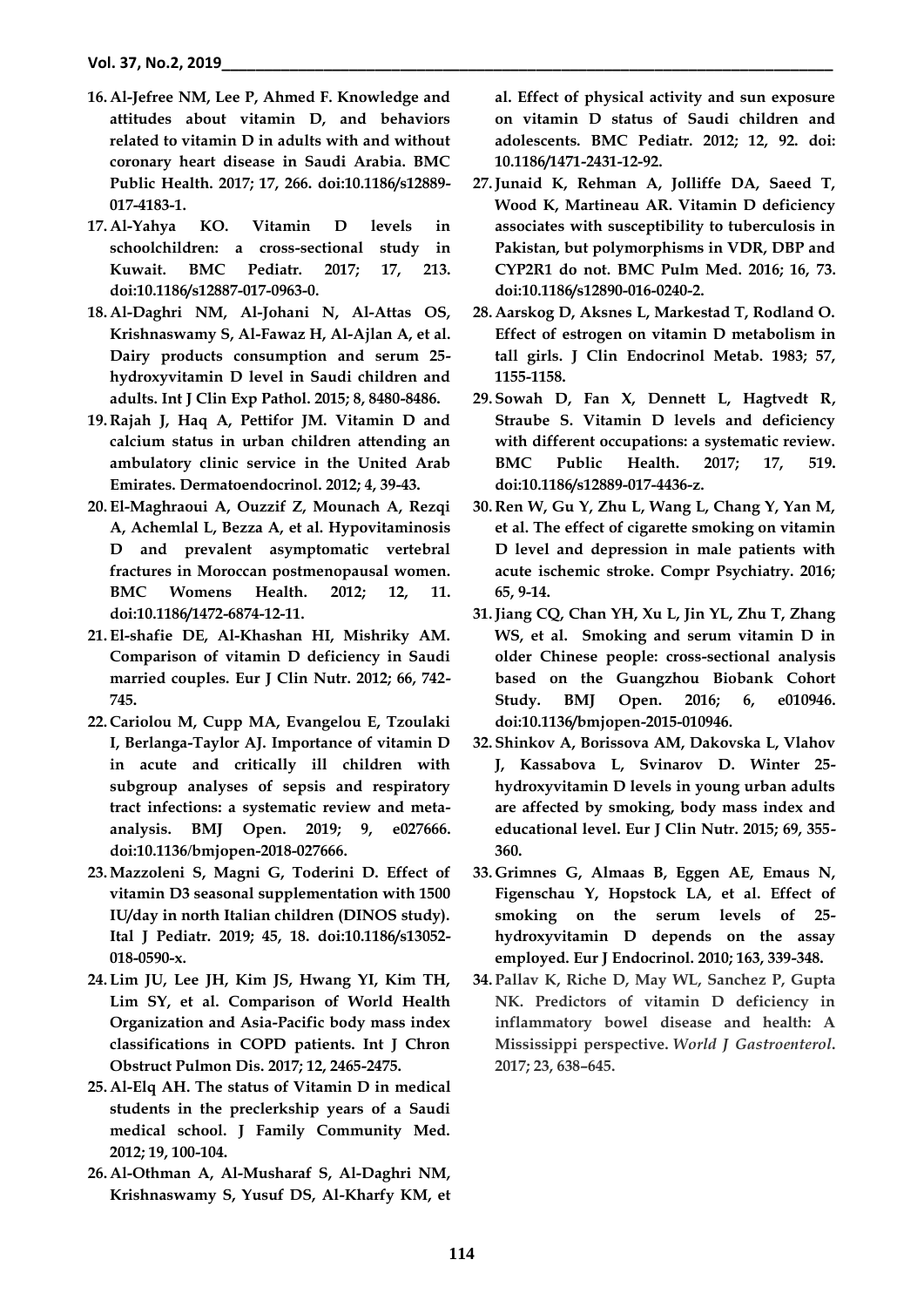16. Al-Jefree NM, Lee P, Ahmed F. Knowledge and attitudes about vitamin D, and behaviors related to vitamin D in adults with and without coronary heart disease in Saudi Arabia. BMC Public Health. 2017; 17, 266. doi:10.1186/s12889-017-4183-1.
17. Al-Yahya KO. Vitamin D levels in schoolchildren: a cross-sectional study in Kuwait. BMC Pediatr. 2017; 17, 213. doi:10.1186/s12887-017-0963-0.
18. Al-Daghri NM, Al-Johani N, Al-Attas OS, Krishnaswamy S, Al-Fawaz H, Al-Ajlan A, et al. Dairy products consumption and serum 25-hydroxyvitamin D level in Saudi children and adults. Int J Clin Exp Pathol. 2015; 8, 8480-8486.
19. Rajah J, Haq A, Pettifor JM. Vitamin D and calcium status in urban children attending an ambulatory clinic service in the United Arab Emirates. Dermatoendocrinol. 2012; 4, 39-43.
20. El-Maghraoui A, Ouzzif Z, Mounach A, Rezqi A, Achemlal L, Bezza A, et al. Hypovitaminosis D and prevalent asymptomatic vertebral fractures in Moroccan postmenopausal women. BMC Womens Health. 2012; 12, 11. doi:10.1186/1472-6874-12-11.
21. El-shafie DE, Al-Khashan HI, Mishriky AM. Comparison of vitamin D deficiency in Saudi married couples. Eur J Clin Nutr. 2012; 66, 742-745.
22. Cariolou M, Cupp MA, Evangelou E, Tzoulaki I, Berlanga-Taylor AJ. Importance of vitamin D in acute and critically ill children with subgroup analyses of sepsis and respiratory tract infections: a systematic review and meta-analysis. BMJ Open. 2019; 9, e027666. doi:10.1136/bmjopen-2018-027666.
23. Mazzoleni S, Magni G, Toderini D. Effect of vitamin D3 seasonal supplementation with 1500 IU/day in north Italian children (DINOS study). Ital J Pediatr. 2019; 45, 18. doi:10.1186/s13052-018-0590-x.
24. Lim JU, Lee JH, Kim JS, Hwang YI, Kim TH, Lim SY, et al. Comparison of World Health Organization and Asia-Pacific body mass index classifications in COPD patients. Int J Chron Obstruct Pulmon Dis. 2017; 12, 2465-2475.
25. Al-Elq AH. The status of Vitamin D in medical students in the preclerkship years of a Saudi medical school. J Family Community Med. 2012; 19, 100-104.
26. Al-Othman A, Al-Musharaf S, Al-Daghri NM, Krishnaswamy S, Yusuf DS, Al-Kharfy KM, et al. Effect of physical activity and sun exposure on vitamin D status of Saudi children and adolescents. BMC Pediatr. 2012; 12, 92. doi: 10.1186/1471-2431-12-92.
27. Junaid K, Rehman A, Jolliffe DA, Saeed T, Wood K, Martineau AR. Vitamin D deficiency associates with susceptibility to tuberculosis in Pakistan, but polymorphisms in VDR, DBP and CYP2R1 do not. BMC Pulm Med. 2016; 16, 73. doi:10.1186/s12890-016-0240-2.
28. Aarskog D, Aksnes L, Markestad T, Rodland O. Effect of estrogen on vitamin D metabolism in tall girls. J Clin Endocrinol Metab. 1983; 57, 1155-1158.
29. Sowah D, Fan X, Dennett L, Hagtvedt R, Straube S. Vitamin D levels and deficiency with different occupations: a systematic review. BMC Public Health. 2017; 17, 519. doi:10.1186/s12889-017-4436-z.
30. Ren W, Gu Y, Zhu L, Wang L, Chang Y, Yan M, et al. The effect of cigarette smoking on vitamin D level and depression in male patients with acute ischemic stroke. Compr Psychiatry. 2016; 65, 9-14.
31. Jiang CQ, Chan YH, Xu L, Jin YL, Zhu T, Zhang WS, et al. Smoking and serum vitamin D in older Chinese people: cross-sectional analysis based on the Guangzhou Biobank Cohort Study. BMJ Open. 2016; 6, e010946. doi:10.1136/bmjopen-2015-010946.
32. Shinkov A, Borissova AM, Dakovska L, Vlahov J, Kassabova L, Svinarov D. Winter 25-hydroxyvitamin D levels in young urban adults are affected by smoking, body mass index and educational level. Eur J Clin Nutr. 2015; 69, 355-360.
33. Grimnes G, Almaas B, Eggen AE, Emaus N, Figenschau Y, Hopstock LA, et al. Effect of smoking on the serum levels of 25-hydroxyvitamin D depends on the assay employed. Eur J Endocrinol. 2010; 163, 339-348.
34. Pallav K, Riche D, May WL, Sanchez P, Gupta NK. Predictors of vitamin D deficiency in inflammatory bowel disease and health: A Mississippi perspective. *World J Gastroenterol*. 2017; 23, 638–645.